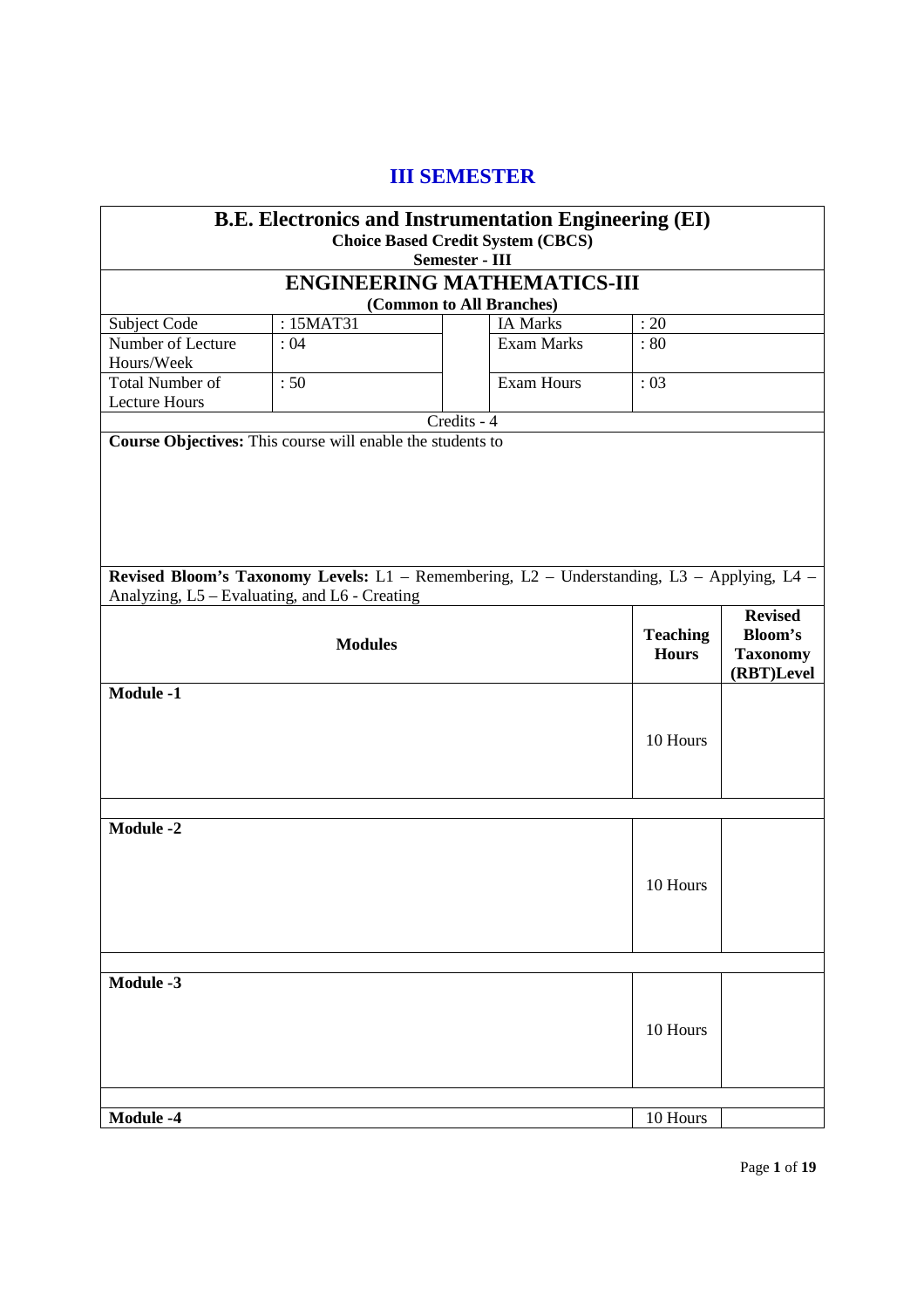# III SEMESTER

| **B.E. Electronics and Instrumentation Engineering (EI)** **Choice Based Credit System (CBCS)** **Semester - III** | | | | |
|---|---|---|---|---|
| **ENGINEERING MATHEMATICS-III** **(Common to All Branches)** | | | | |
| Subject Code | : 15MAT31 | | IA Marks | : 20 |
| Number of Lecture Hours/Week | : 04 | | Exam Marks | : 80 |
| Total Number of Lecture Hours | : 50 | | Exam Hours | : 03 |
| Credits - 4 | | | | |

**Course Objectives:** This course will enable the students to

**Revised Bloom's Taxonomy Levels:** L1 – Remembering, L2 – Understanding, L3 – Applying, L4 – Analyzing, L5 – Evaluating, and L6 - Creating

| **Modules** | **Teaching Hours** | **Revised Bloom's Taxonomy (RBT)Level** |
|---|---|---|
| **Module -1** | 10 Hours | |
| | | |
| **Module -2** | 10 Hours | |
| | | |
| **Module -3** | 10 Hours | |
| | | |
| **Module -4** | 10 Hours | |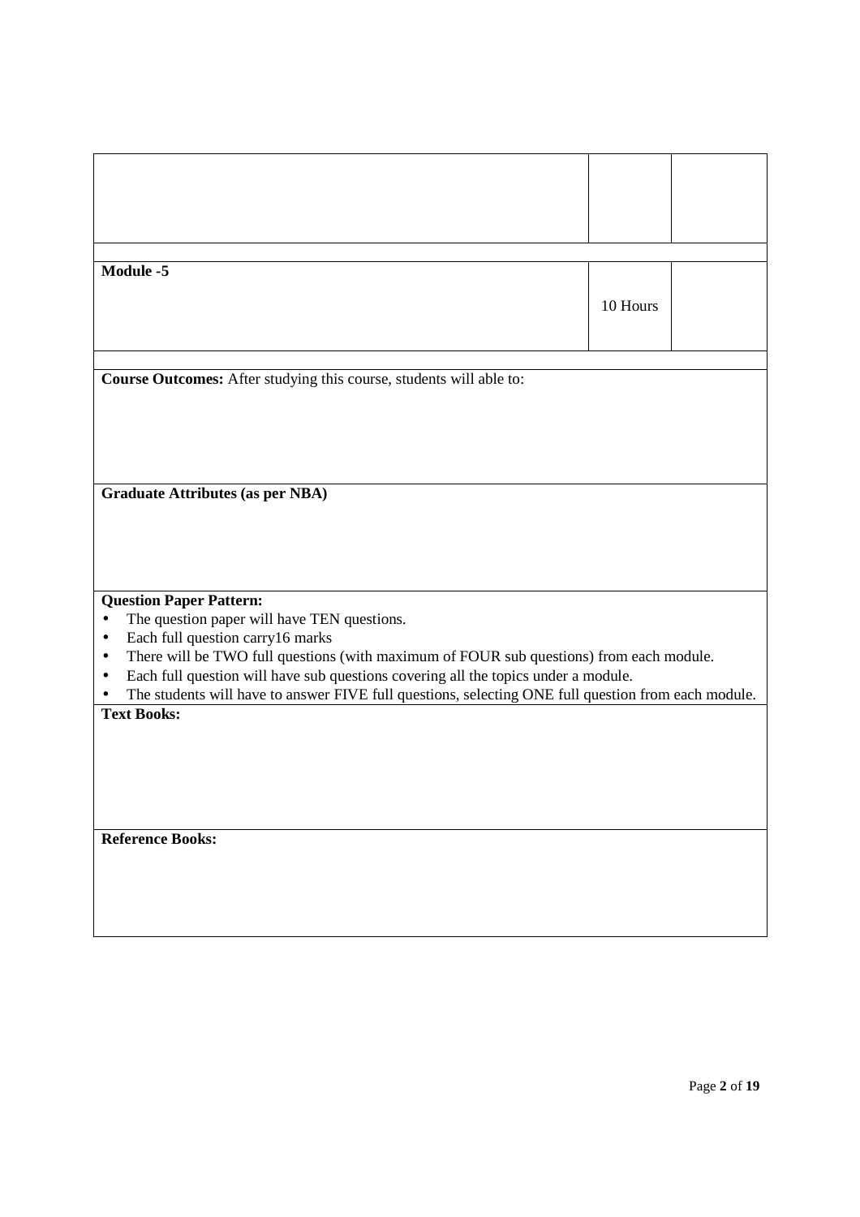| | | |
|---|---|---|
| | | |
| **Module -5** | 10 Hours | |

**Course Outcomes:** After studying this course, students will able to:

**Graduate Attributes (as per NBA)**

**Question Paper Pattern:**

- The question paper will have TEN questions.
- Each full question carry16 marks
- There will be TWO full questions (with maximum of FOUR sub questions) from each module.
- Each full question will have sub questions covering all the topics under a module.
- The students will have to answer FIVE full questions, selecting ONE full question from each module.

**Text Books:**

**Reference Books:**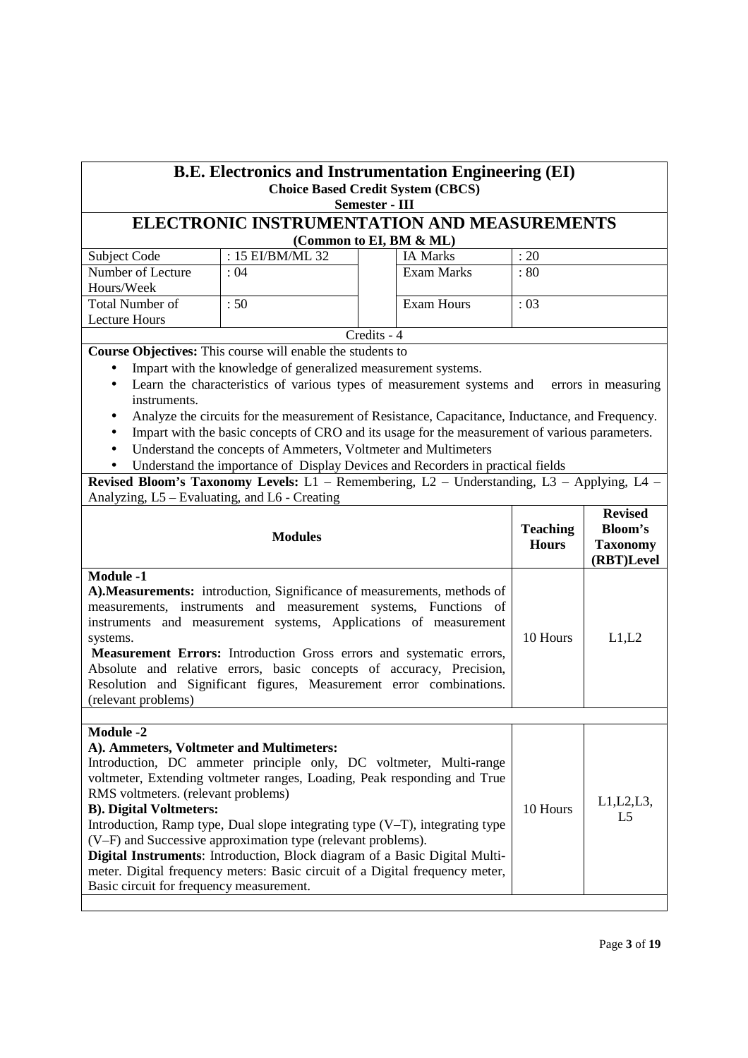# B.E. Electronics and Instrumentation Engineering (EI)

**Choice Based Credit System (CBCS)**

**Semester - III**

## ELECTRONIC INSTRUMENTATION AND MEASUREMENTS

**(Common to EI, BM & ML)**

| Subject Code | : 15 EI/BM/ML 32 | IA Marks | : 20 |
|---|---|---|---|
| Number of Lecture Hours/Week | : 04 | Exam Marks | : 80 |
| Total Number of Lecture Hours | : 50 | Exam Hours | : 03 |

Credits - 4

**Course Objectives:** This course will enable the students to

- Impart with the knowledge of generalized measurement systems.
- Learn the characteristics of various types of measurement systems and errors in measuring instruments.
- Analyze the circuits for the measurement of Resistance, Capacitance, Inductance, and Frequency.
- Impart with the basic concepts of CRO and its usage for the measurement of various parameters.
- Understand the concepts of Ammeters, Voltmeter and Multimeters
- Understand the importance of Display Devices and Recorders in practical fields

**Revised Bloom's Taxonomy Levels:** L1 – Remembering, L2 – Understanding, L3 – Applying, L4 – Analyzing, L5 – Evaluating, and L6 - Creating

| Modules | Teaching Hours | Revised Bloom's Taxonomy (RBT)Level |
|---|---|---|
| **Module -1**<br>**A).Measurements:** introduction, Significance of measurements, methods of measurements, instruments and measurement systems, Functions of instruments and measurement systems, Applications of measurement systems.<br>**Measurement Errors:** Introduction Gross errors and systematic errors, Absolute and relative errors, basic concepts of accuracy, Precision, Resolution and Significant figures, Measurement error combinations. (relevant problems) | 10 Hours | L1,L2 |
| **Module -2**<br>**A). Ammeters, Voltmeter and Multimeters:**<br>Introduction, DC ammeter principle only, DC voltmeter, Multi-range voltmeter, Extending voltmeter ranges, Loading, Peak responding and True RMS voltmeters. (relevant problems)<br>**B). Digital Voltmeters:**<br>Introduction, Ramp type, Dual slope integrating type (V–T), integrating type (V–F) and Successive approximation type (relevant problems).<br>**Digital Instruments**: Introduction, Block diagram of a Basic Digital Multi-meter. Digital frequency meters: Basic circuit of a Digital frequency meter, Basic circuit for frequency measurement. | 10 Hours | L1,L2,L3, L5 |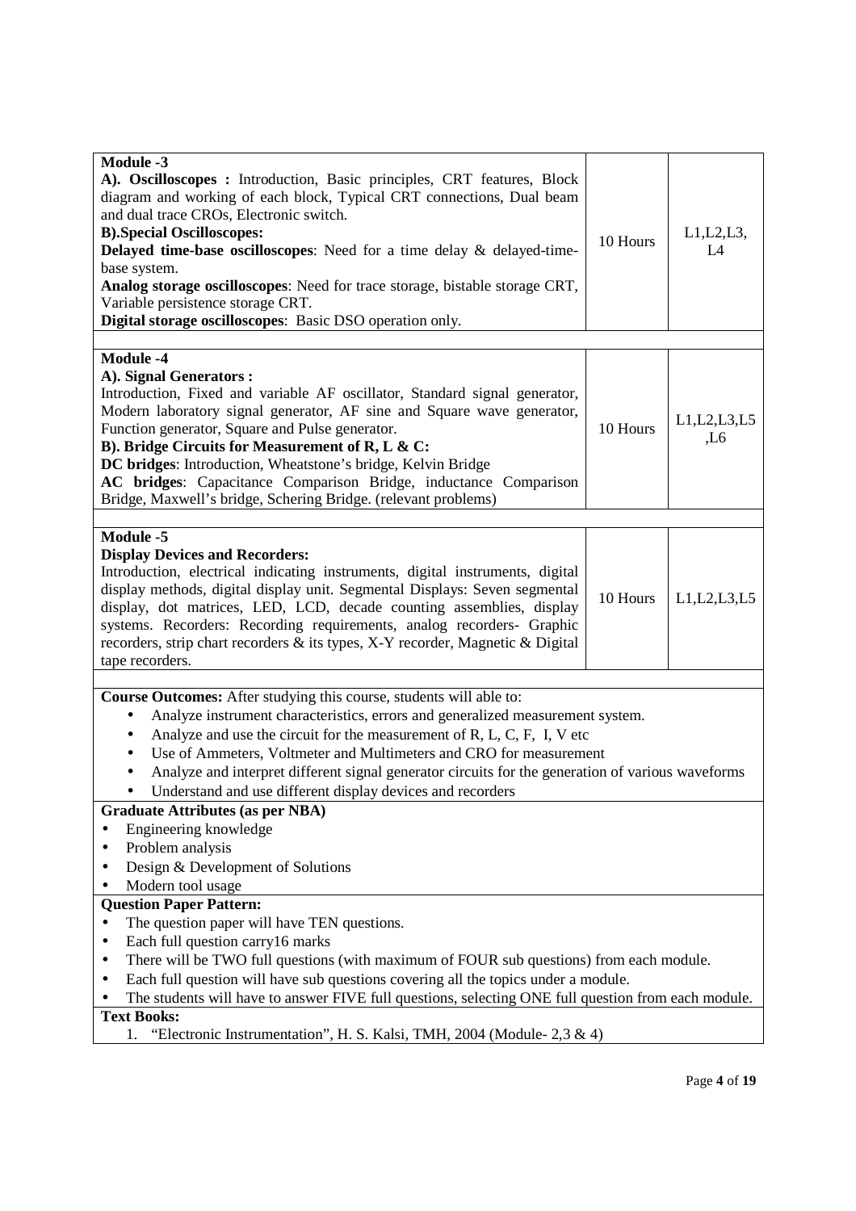| Module -3<br>**A). Oscilloscopes :** Introduction, Basic principles, CRT features, Block diagram and working of each block, Typical CRT connections, Dual beam and dual trace CROs, Electronic switch.<br>**B).Special Oscilloscopes:**<br>**Delayed time-base oscilloscopes**: Need for a time delay & delayed-time-base system.<br>**Analog storage oscilloscopes**: Need for trace storage, bistable storage CRT, Variable persistence storage CRT.<br>**Digital storage oscilloscopes**: Basic DSO operation only. | 10 Hours | L1,L2,L3, L4 |
|---|---|---|
| **Module -4**<br>**A). Signal Generators :**<br>Introduction, Fixed and variable AF oscillator, Standard signal generator, Modern laboratory signal generator, AF sine and Square wave generator, Function generator, Square and Pulse generator.<br>**B). Bridge Circuits for Measurement of R, L & C:**<br>**DC bridges**: Introduction, Wheatstone's bridge, Kelvin Bridge<br>**AC bridges**: Capacitance Comparison Bridge, inductance Comparison Bridge, Maxwell's bridge, Schering Bridge. (relevant problems) | 10 Hours | L1,L2,L3,L5 ,L6 |
| **Module -5**<br>**Display Devices and Recorders:**<br>Introduction, electrical indicating instruments, digital instruments, digital display methods, digital display unit. Segmental Displays: Seven segmental display, dot matrices, LED, LCD, decade counting assemblies, display systems. Recorders: Recording requirements, analog recorders- Graphic recorders, strip chart recorders & its types, X-Y recorder, Magnetic & Digital tape recorders. | 10 Hours | L1,L2,L3,L5 |

**Course Outcomes:** After studying this course, students will able to:

- Analyze instrument characteristics, errors and generalized measurement system.
- Analyze and use the circuit for the measurement of R, L, C, F, I, V etc
- Use of Ammeters, Voltmeter and Multimeters and CRO for measurement
- Analyze and interpret different signal generator circuits for the generation of various waveforms
- Understand and use different display devices and recorders

**Graduate Attributes (as per NBA)**

- Engineering knowledge
- Problem analysis
- Design & Development of Solutions
- Modern tool usage

**Question Paper Pattern:**

- The question paper will have TEN questions.
- Each full question carry16 marks
- There will be TWO full questions (with maximum of FOUR sub questions) from each module.
- Each full question will have sub questions covering all the topics under a module.
- The students will have to answer FIVE full questions, selecting ONE full question from each module.

**Text Books:**

1. "Electronic Instrumentation", H. S. Kalsi, TMH, 2004 (Module- 2,3 & 4)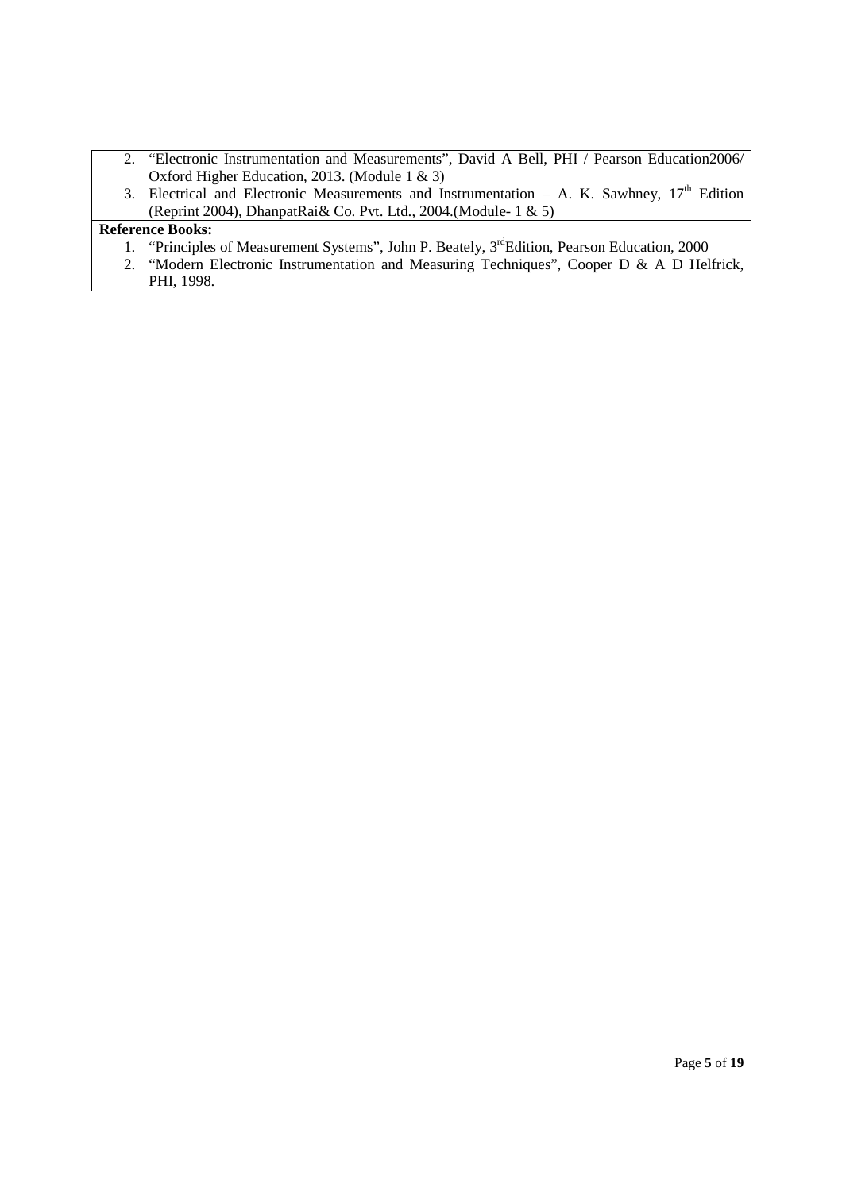2. "Electronic Instrumentation and Measurements", David A Bell, PHI / Pearson Education2006/ Oxford Higher Education, 2013. (Module 1 & 3)
3. Electrical and Electronic Measurements and Instrumentation – A. K. Sawhney, $17^{th}$ Edition (Reprint 2004), DhanpatRai& Co. Pvt. Ltd., 2004.(Module- 1 & 5)

**Reference Books:**

1. "Principles of Measurement Systems", John P. Beately, $3^{rd}$Edition, Pearson Education, 2000
2. "Modern Electronic Instrumentation and Measuring Techniques", Cooper D & A D Helfrick, PHI, 1998.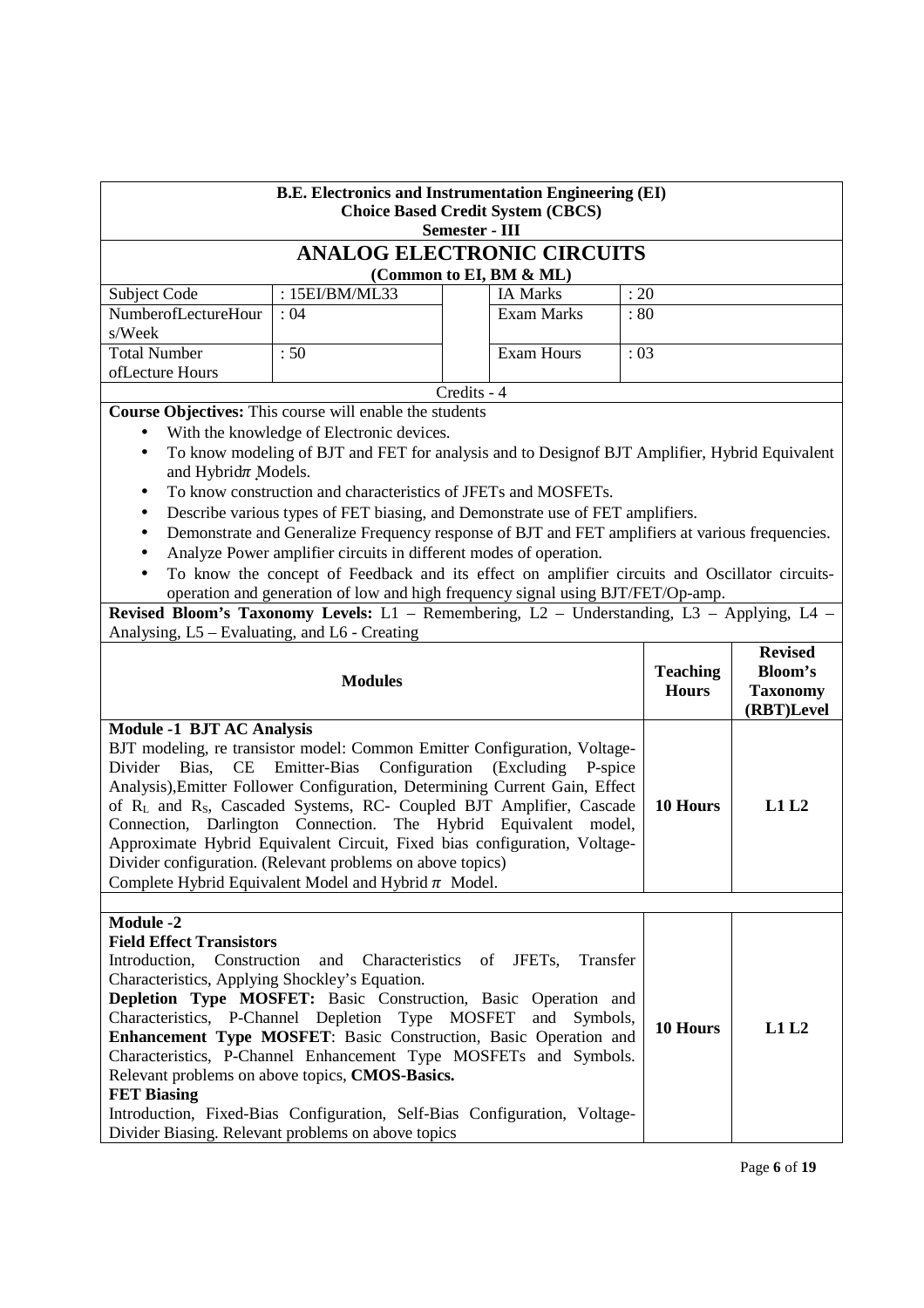**B.E. Electronics and Instrumentation Engineering (EI)**
**Choice Based Credit System (CBCS)**
**Semester - III**

# ANALOG ELECTRONIC CIRCUITS

**(Common to EI, BM & ML)**

| Subject Code | : 15EI/BM/ML33 | | IA Marks | : 20 |
|---|---|---|---|---|
| NumberofLectureHours/Week | : 04 | | Exam Marks | : 80 |
| Total Number ofLecture Hours | : 50 | | Exam Hours | : 03 |

Credits - 4

**Course Objectives:** This course will enable the students

- With the knowledge of Electronic devices.
- To know modeling of BJT and FET for analysis and to Designof BJT Amplifier, Hybrid Equivalent and Hybrid$\pi$ Models.
- To know construction and characteristics of JFETs and MOSFETs.
- Describe various types of FET biasing, and Demonstrate use of FET amplifiers.
- Demonstrate and Generalize Frequency response of BJT and FET amplifiers at various frequencies.
- Analyze Power amplifier circuits in different modes of operation.
- To know the concept of Feedback and its effect on amplifier circuits and Oscillator circuits-operation and generation of low and high frequency signal using BJT/FET/Op-amp.

**Revised Bloom's Taxonomy Levels:** L1 – Remembering, L2 – Understanding, L3 – Applying, L4 – Analysing, L5 – Evaluating, and L6 - Creating

| Modules | Teaching Hours | Revised Bloom's Taxonomy (RBT)Level |
|---|---|---|
| **Module -1 BJT AC Analysis**<br>BJT modeling, re transistor model: Common Emitter Configuration, Voltage-Divider Bias, CE Emitter-Bias Configuration (Excluding P-spice Analysis),Emitter Follower Configuration, Determining Current Gain, Effect of $R_L$ and $R_S$, Cascaded Systems, RC- Coupled BJT Amplifier, Cascade Connection, Darlington Connection. The Hybrid Equivalent model, Approximate Hybrid Equivalent Circuit, Fixed bias configuration, Voltage-Divider configuration. (Relevant problems on above topics)<br>Complete Hybrid Equivalent Model and Hybrid $\pi$ Model. | **10 Hours** | **L1 L2** |
| **Module -2**<br>**Field Effect Transistors**<br>Introduction, Construction and Characteristics of JFETs, Transfer Characteristics, Applying Shockley's Equation.<br>**Depletion Type MOSFET:** Basic Construction, Basic Operation and Characteristics, P-Channel Depletion Type MOSFET and Symbols, **Enhancement Type MOSFET**: Basic Construction, Basic Operation and Characteristics, P-Channel Enhancement Type MOSFETs and Symbols. Relevant problems on above topics, **CMOS-Basics.**<br>**FET Biasing**<br>Introduction, Fixed-Bias Configuration, Self-Bias Configuration, Voltage-Divider Biasing. Relevant problems on above topics | **10 Hours** | **L1 L2** |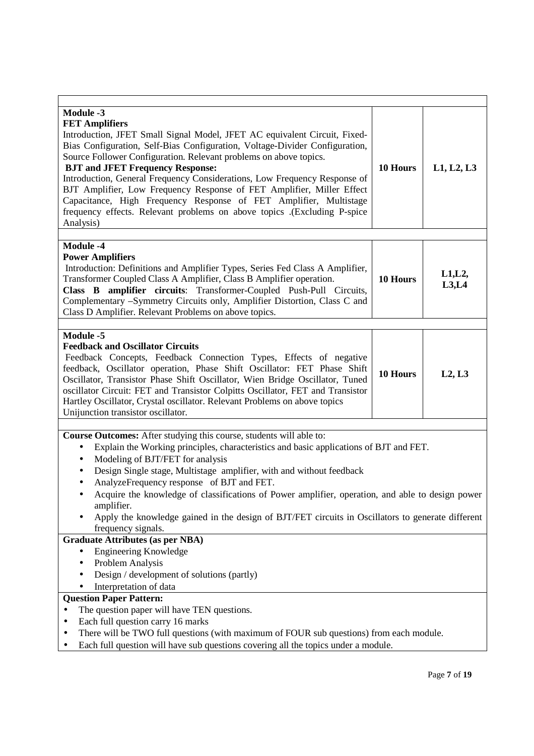| | | |
|---|---|---|
| **Module -3**<br>**FET Amplifiers**<br>Introduction, JFET Small Signal Model, JFET AC equivalent Circuit, Fixed-Bias Configuration, Self-Bias Configuration, Voltage-Divider Configuration, Source Follower Configuration. Relevant problems on above topics.<br>**BJT and JFET Frequency Response:**<br>Introduction, General Frequency Considerations, Low Frequency Response of BJT Amplifier, Low Frequency Response of FET Amplifier, Miller Effect Capacitance, High Frequency Response of FET Amplifier, Multistage frequency effects. Relevant problems on above topics .(Excluding P-spice Analysis) | **10 Hours** | **L1, L2, L3** |
| **Module -4**<br>**Power Amplifiers**<br>Introduction: Definitions and Amplifier Types, Series Fed Class A Amplifier, Transformer Coupled Class A Amplifier, Class B Amplifier operation.<br>**Class B amplifier circuits**: Transformer-Coupled Push-Pull Circuits, Complementary –Symmetry Circuits only, Amplifier Distortion, Class C and Class D Amplifier. Relevant Problems on above topics. | **10 Hours** | **L1,L2, L3,L4** |
| **Module -5**<br>**Feedback and Oscillator Circuits**<br>Feedback Concepts, Feedback Connection Types, Effects of negative feedback, Oscillator operation, Phase Shift Oscillator: FET Phase Shift Oscillator, Transistor Phase Shift Oscillator, Wien Bridge Oscillator, Tuned oscillator Circuit: FET and Transistor Colpitts Oscillator, FET and Transistor Hartley Oscillator, Crystal oscillator. Relevant Problems on above topics Unijunction transistor oscillator. | **10 Hours** | **L2, L3** |

**Course Outcomes:** After studying this course, students will able to:

- Explain the Working principles, characteristics and basic applications of BJT and FET.
- Modeling of BJT/FET for analysis
- Design Single stage, Multistage amplifier, with and without feedback
- AnalyzeFrequency response of BJT and FET.
- Acquire the knowledge of classifications of Power amplifier, operation, and able to design power amplifier.
- Apply the knowledge gained in the design of BJT/FET circuits in Oscillators to generate different frequency signals.

**Graduate Attributes (as per NBA)**

- Engineering Knowledge
- Problem Analysis
- Design / development of solutions (partly)
- Interpretation of data

**Question Paper Pattern:**

- The question paper will have TEN questions.
- Each full question carry 16 marks
- There will be TWO full questions (with maximum of FOUR sub questions) from each module.
- Each full question will have sub questions covering all the topics under a module.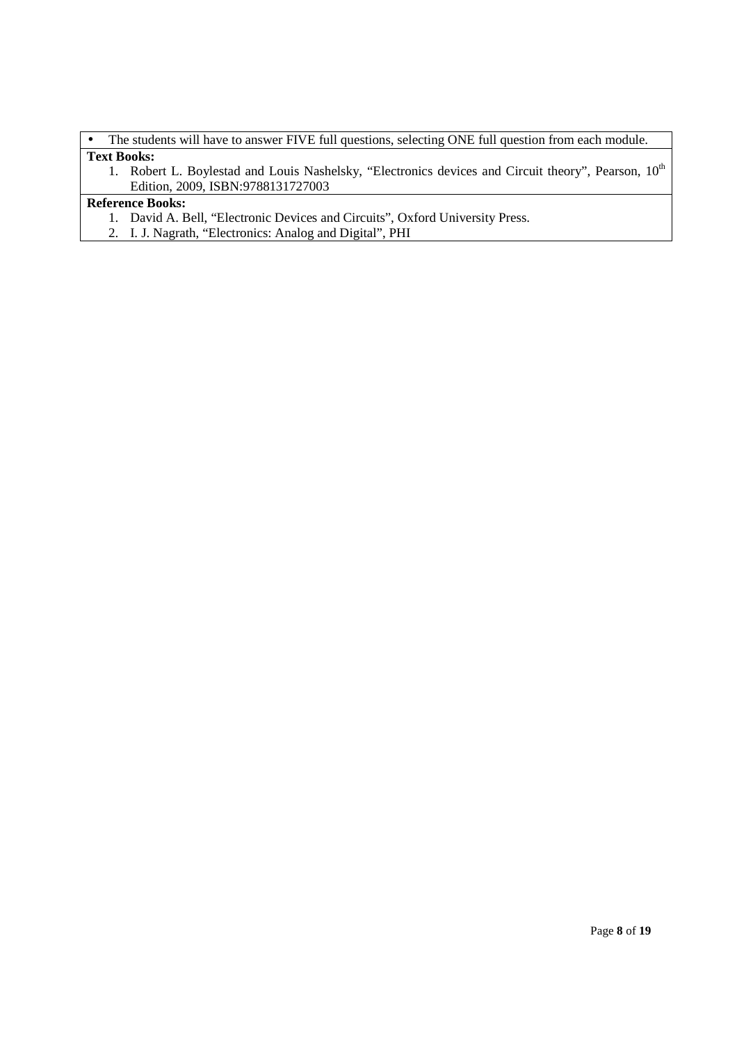- The students will have to answer FIVE full questions, selecting ONE full question from each module.

**Text Books:**

1. Robert L. Boylestad and Louis Nashelsky, "Electronics devices and Circuit theory", Pearson, 10th Edition, 2009, ISBN:9788131727003

**Reference Books:**

1. David A. Bell, "Electronic Devices and Circuits", Oxford University Press.
2. I. J. Nagrath, "Electronics: Analog and Digital", PHI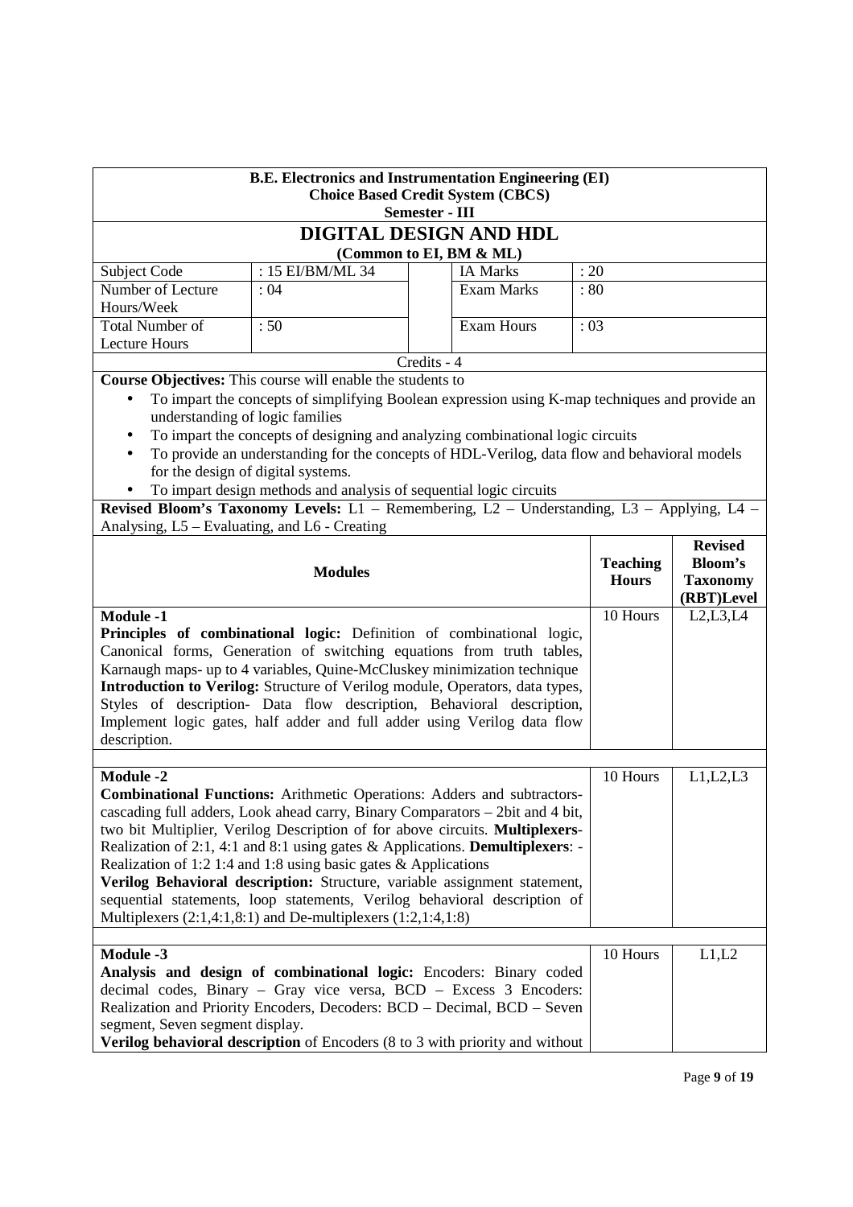**B.E. Electronics and Instrumentation Engineering (EI)**
**Choice Based Credit System (CBCS)**
**Semester - III**

# DIGITAL DESIGN AND HDL

**(Common to EI, BM & ML)**

| | | | |
|---|---|---|---|
| Subject Code | : 15 EI/BM/ML 34 | IA Marks | : 20 |
| Number of Lecture Hours/Week | : 04 | Exam Marks | : 80 |
| Total Number of Lecture Hours | : 50 | Exam Hours | : 03 |

Credits - 4

**Course Objectives:** This course will enable the students to

- To impart the concepts of simplifying Boolean expression using K-map techniques and provide an understanding of logic families
- To impart the concepts of designing and analyzing combinational logic circuits
- To provide an understanding for the concepts of HDL-Verilog, data flow and behavioral models for the design of digital systems.
- To impart design methods and analysis of sequential logic circuits

**Revised Bloom's Taxonomy Levels:** L1 – Remembering, L2 – Understanding, L3 – Applying, L4 – Analysing, L5 – Evaluating, and L6 - Creating

| **Modules** | **Teaching Hours** | **Revised Bloom's Taxonomy (RBT)Level** |
|---|---|---|
| **Module -1**<br>**Principles of combinational logic:** Definition of combinational logic, Canonical forms, Generation of switching equations from truth tables, Karnaugh maps- up to 4 variables, Quine-McCluskey minimization technique<br>**Introduction to Verilog:** Structure of Verilog module, Operators, data types, Styles of description- Data flow description, Behavioral description, Implement logic gates, half adder and full adder using Verilog data flow description. | 10 Hours | L2,L3,L4 |
| **Module -2**<br>**Combinational Functions:** Arithmetic Operations: Adders and subtractors-cascading full adders, Look ahead carry, Binary Comparators – 2bit and 4 bit, two bit Multiplier, Verilog Description of for above circuits. **Multiplexers**-Realization of 2:1, 4:1 and 8:1 using gates & Applications. **Demultiplexers**: - Realization of 1:2 1:4 and 1:8 using basic gates & Applications<br>**Verilog Behavioral description:** Structure, variable assignment statement, sequential statements, loop statements, Verilog behavioral description of Multiplexers (2:1,4:1,8:1) and De-multiplexers (1:2,1:4,1:8) | 10 Hours | L1,L2,L3 |
| **Module -3**<br>**Analysis and design of combinational logic:** Encoders: Binary coded decimal codes, Binary – Gray vice versa, BCD – Excess 3 Encoders: Realization and Priority Encoders, Decoders: BCD – Decimal, BCD – Seven segment, Seven segment display.<br>**Verilog behavioral description** of Encoders (8 to 3 with priority and without | 10 Hours | L1,L2 |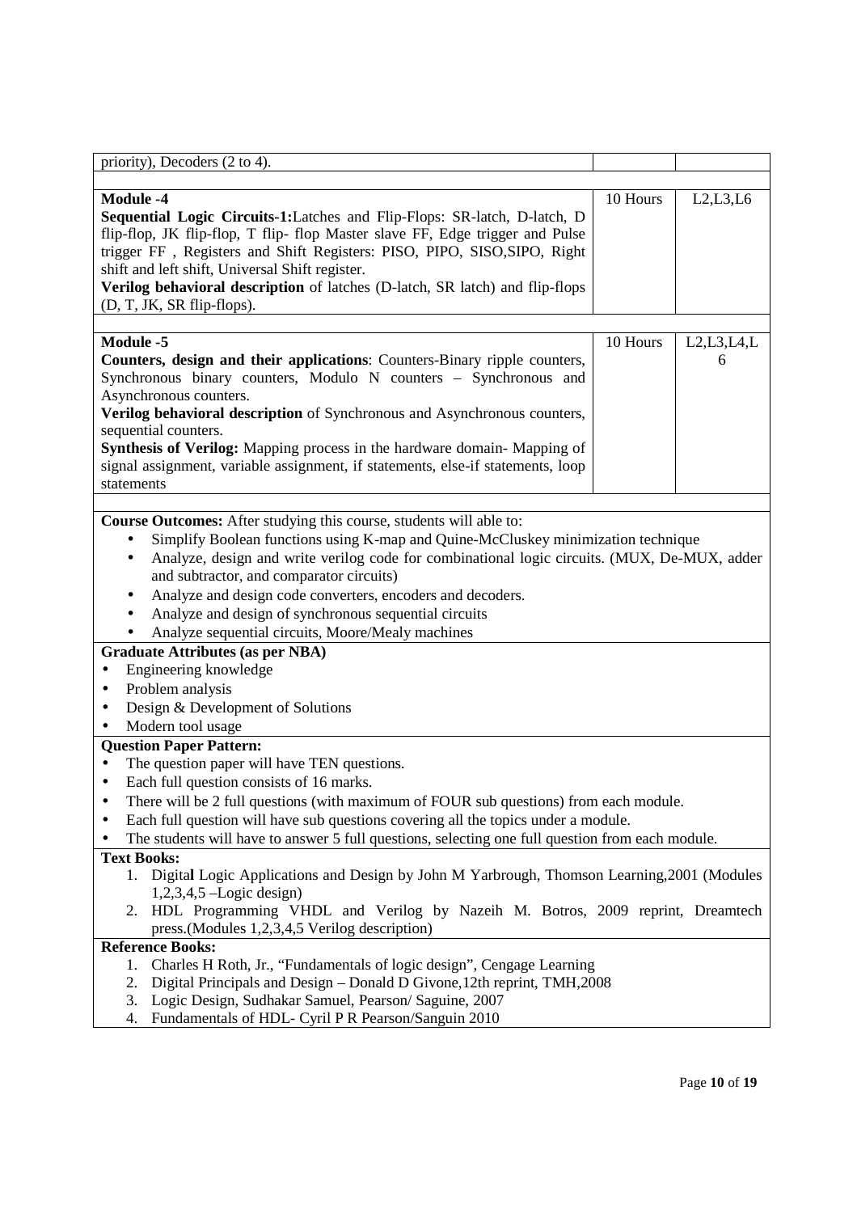| | | |
|---|---|---|
| priority), Decoders (2 to 4). | | |
| | | |
| **Module -4**<br>**Sequential Logic Circuits-1:**Latches and Flip-Flops: SR-latch, D-latch, D flip-flop, JK flip-flop, T flip- flop Master slave FF, Edge trigger and Pulse trigger FF , Registers and Shift Registers: PISO, PIPO, SISO,SIPO, Right shift and left shift, Universal Shift register.<br>**Verilog behavioral description** of latches (D-latch, SR latch) and flip-flops (D, T, JK, SR flip-flops). | 10 Hours | L2,L3,L6 |
| | | |
| **Module -5**<br>**Counters, design and their applications**: Counters-Binary ripple counters, Synchronous binary counters, Modulo N counters – Synchronous and Asynchronous counters.<br>**Verilog behavioral description** of Synchronous and Asynchronous counters, sequential counters.<br>**Synthesis of Verilog:** Mapping process in the hardware domain- Mapping of signal assignment, variable assignment, if statements, else-if statements, loop statements | 10 Hours | L2,L3,L4,L6 |

**Course Outcomes:** After studying this course, students will able to:

- Simplify Boolean functions using K-map and Quine-McCluskey minimization technique
- Analyze, design and write verilog code for combinational logic circuits. (MUX, De-MUX, adder and subtractor, and comparator circuits)
- Analyze and design code converters, encoders and decoders.
- Analyze and design of synchronous sequential circuits
- Analyze sequential circuits, Moore/Mealy machines

**Graduate Attributes (as per NBA)**

- Engineering knowledge
- Problem analysis
- Design & Development of Solutions
- Modern tool usage

**Question Paper Pattern:**

- The question paper will have TEN questions.
- Each full question consists of 16 marks.
- There will be 2 full questions (with maximum of FOUR sub questions) from each module.
- Each full question will have sub questions covering all the topics under a module.
- The students will have to answer 5 full questions, selecting one full question from each module.

**Text Books:**

1. Digital Logic Applications and Design by John M Yarbrough, Thomson Learning,2001 (Modules 1,2,3,4,5 –Logic design)
2. HDL Programming VHDL and Verilog by Nazeih M. Botros, 2009 reprint, Dreamtech press.(Modules 1,2,3,4,5 Verilog description)

**Reference Books:**

1. Charles H Roth, Jr., "Fundamentals of logic design", Cengage Learning
2. Digital Principals and Design – Donald D Givone,12th reprint, TMH,2008
3. Logic Design, Sudhakar Samuel, Pearson/ Saguine, 2007
4. Fundamentals of HDL- Cyril P R Pearson/Sanguin 2010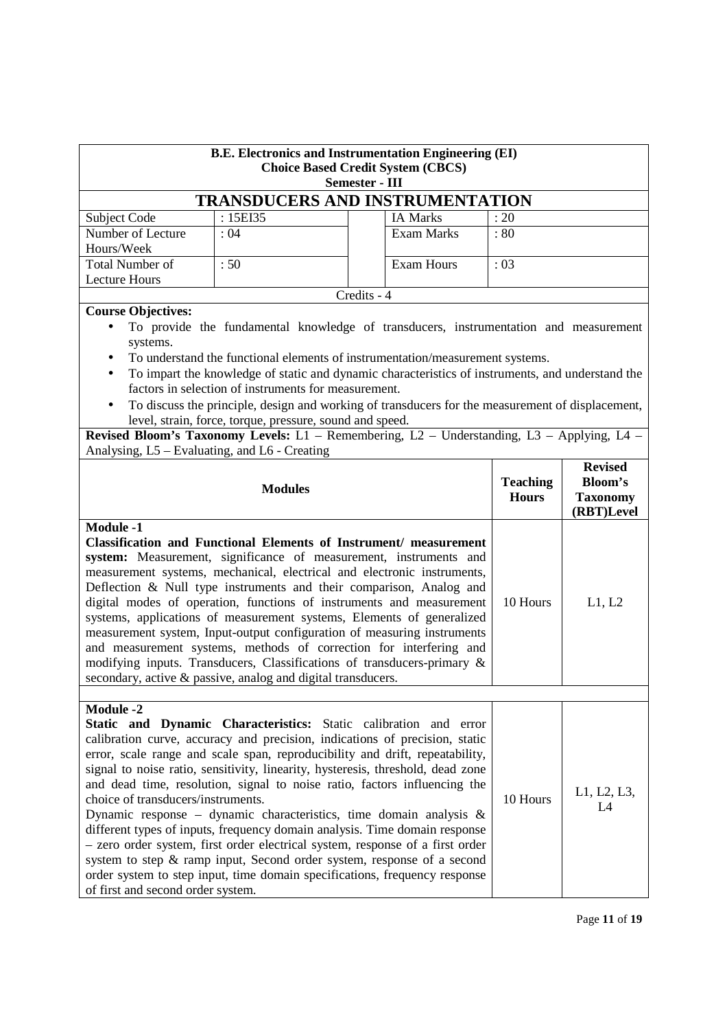**B.E. Electronics and Instrumentation Engineering (EI)**
**Choice Based Credit System (CBCS)**
**Semester - III**

# TRANSDUCERS AND INSTRUMENTATION

| Subject Code | : 15EI35 | IA Marks | : 20 |
|---|---|---|---|
| Number of Lecture Hours/Week | : 04 | Exam Marks | : 80 |
| Total Number of Lecture Hours | : 50 | Exam Hours | : 03 |

Credits - 4

**Course Objectives:**

- To provide the fundamental knowledge of transducers, instrumentation and measurement systems.
- To understand the functional elements of instrumentation/measurement systems.
- To impart the knowledge of static and dynamic characteristics of instruments, and understand the factors in selection of instruments for measurement.
- To discuss the principle, design and working of transducers for the measurement of displacement, level, strain, force, torque, pressure, sound and speed.

**Revised Bloom's Taxonomy Levels:** L1 – Remembering, L2 – Understanding, L3 – Applying, L4 – Analysing, L5 – Evaluating, and L6 - Creating

| Modules | Teaching Hours | Revised Bloom's Taxonomy (RBT)Level |
|---|---|---|
| **Module -1**<br>**Classification and Functional Elements of Instrument/ measurement system:** Measurement, significance of measurement, instruments and measurement systems, mechanical, electrical and electronic instruments, Deflection & Null type instruments and their comparison, Analog and digital modes of operation, functions of instruments and measurement systems, applications of measurement systems, Elements of generalized measurement system, Input-output configuration of measuring instruments and measurement systems, methods of correction for interfering and modifying inputs. Transducers, Classifications of transducers-primary & secondary, active & passive, analog and digital transducers. | 10 Hours | L1, L2 |
| **Module -2**<br>**Static and Dynamic Characteristics:** Static calibration and error calibration curve, accuracy and precision, indications of precision, static error, scale range and scale span, reproducibility and drift, repeatability, signal to noise ratio, sensitivity, linearity, hysteresis, threshold, dead zone and dead time, resolution, signal to noise ratio, factors influencing the choice of transducers/instruments.<br>Dynamic response – dynamic characteristics, time domain analysis & different types of inputs, frequency domain analysis. Time domain response – zero order system, first order electrical system, response of a first order system to step & ramp input, Second order system, response of a second order system to step input, time domain specifications, frequency response of first and second order system. | 10 Hours | L1, L2, L3, L4 |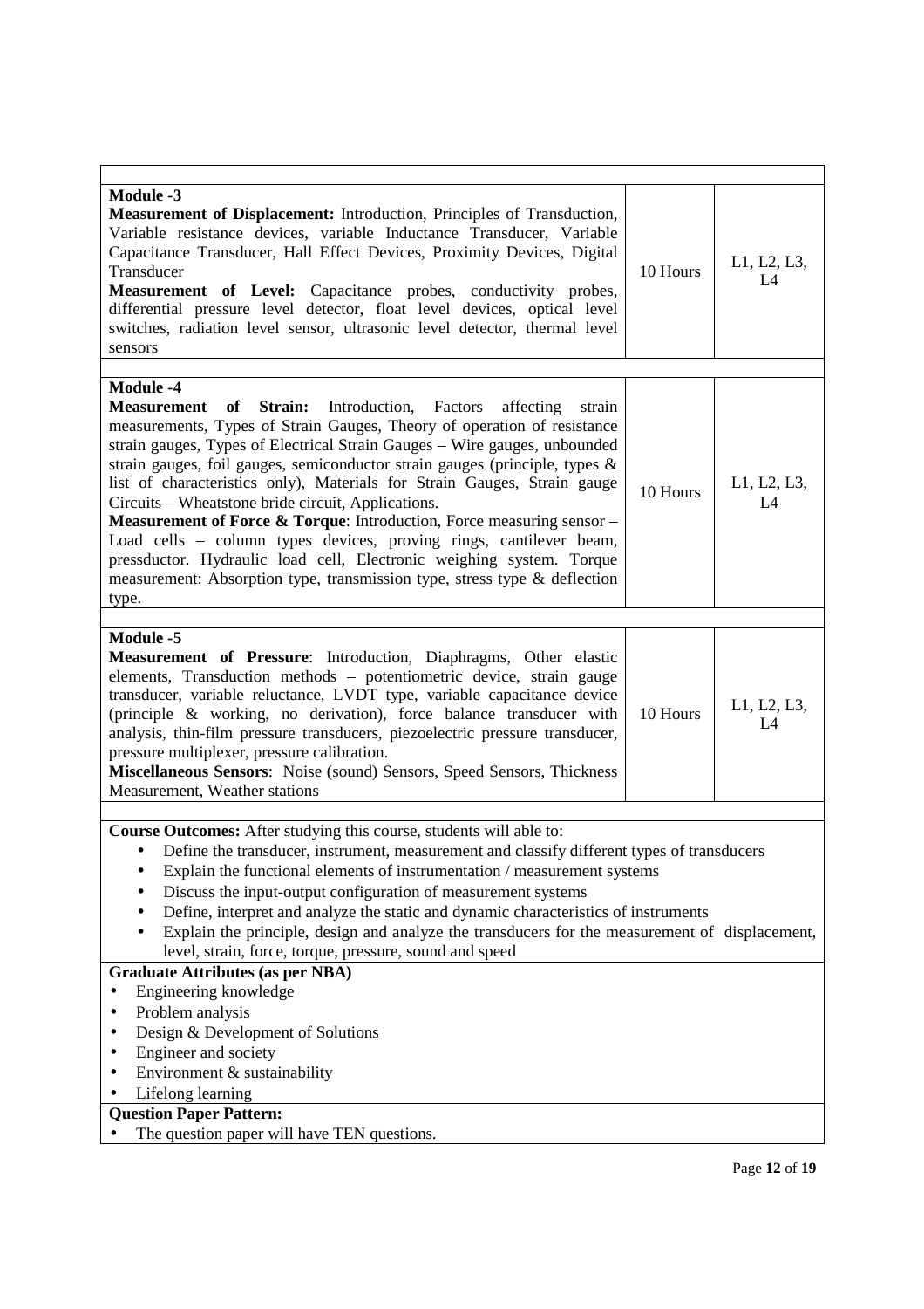| | | |
|---|---|---|
| **Module -3**<br>**Measurement of Displacement:** Introduction, Principles of Transduction, Variable resistance devices, variable Inductance Transducer, Variable Capacitance Transducer, Hall Effect Devices, Proximity Devices, Digital Transducer<br>**Measurement of Level:** Capacitance probes, conductivity probes, differential pressure level detector, float level devices, optical level switches, radiation level sensor, ultrasonic level detector, thermal level sensors | 10 Hours | L1, L2, L3, L4 |
| **Module -4**<br>**Measurement of Strain:** Introduction, Factors affecting strain measurements, Types of Strain Gauges, Theory of operation of resistance strain gauges, Types of Electrical Strain Gauges – Wire gauges, unbounded strain gauges, foil gauges, semiconductor strain gauges (principle, types & list of characteristics only), Materials for Strain Gauges, Strain gauge Circuits – Wheatstone bride circuit, Applications.<br>**Measurement of Force & Torque**: Introduction, Force measuring sensor – Load cells – column types devices, proving rings, cantilever beam, pressductor. Hydraulic load cell, Electronic weighing system. Torque measurement: Absorption type, transmission type, stress type & deflection type. | 10 Hours | L1, L2, L3, L4 |
| **Module -5**<br>**Measurement of Pressure**: Introduction, Diaphragms, Other elastic elements, Transduction methods – potentiometric device, strain gauge transducer, variable reluctance, LVDT type, variable capacitance device (principle & working, no derivation), force balance transducer with analysis, thin-film pressure transducers, piezoelectric pressure transducer, pressure multiplexer, pressure calibration.<br>**Miscellaneous Sensors**: Noise (sound) Sensors, Speed Sensors, Thickness Measurement, Weather stations | 10 Hours | L1, L2, L3, L4 |

**Course Outcomes:** After studying this course, students will able to:

- Define the transducer, instrument, measurement and classify different types of transducers
- Explain the functional elements of instrumentation / measurement systems
- Discuss the input-output configuration of measurement systems
- Define, interpret and analyze the static and dynamic characteristics of instruments
- Explain the principle, design and analyze the transducers for the measurement of displacement, level, strain, force, torque, pressure, sound and speed

**Graduate Attributes (as per NBA)**

- Engineering knowledge
- Problem analysis
- Design & Development of Solutions
- Engineer and society
- Environment & sustainability
- Lifelong learning

**Question Paper Pattern:**

- The question paper will have TEN questions.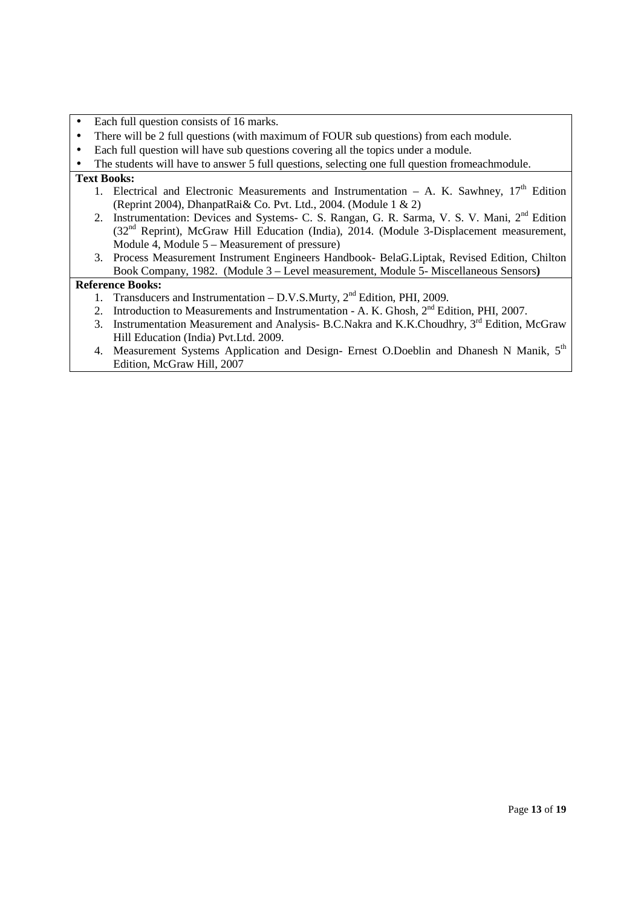- Each full question consists of 16 marks.
- There will be 2 full questions (with maximum of FOUR sub questions) from each module.
- Each full question will have sub questions covering all the topics under a module.
- The students will have to answer 5 full questions, selecting one full question fromeachmodule.

**Text Books:**

1. Electrical and Electronic Measurements and Instrumentation – A. K. Sawhney, 17th Edition (Reprint 2004), DhanpatRai& Co. Pvt. Ltd., 2004. (Module 1 & 2)
2. Instrumentation: Devices and Systems- C. S. Rangan, G. R. Sarma, V. S. V. Mani, 2nd Edition (32nd Reprint), McGraw Hill Education (India), 2014. (Module 3-Displacement measurement, Module 4, Module 5 – Measurement of pressure)
3. Process Measurement Instrument Engineers Handbook- BelaG.Liptak, Revised Edition, Chilton Book Company, 1982. (Module 3 – Level measurement, Module 5- Miscellaneous Sensors**)**

**Reference Books:**

1. Transducers and Instrumentation – D.V.S.Murty, 2nd Edition, PHI, 2009.
2. Introduction to Measurements and Instrumentation - A. K. Ghosh, 2nd Edition, PHI, 2007.
3. Instrumentation Measurement and Analysis- B.C.Nakra and K.K.Choudhry, 3rd Edition, McGraw Hill Education (India) Pvt.Ltd. 2009.
4. Measurement Systems Application and Design- Ernest O.Doeblin and Dhanesh N Manik, 5th Edition, McGraw Hill, 2007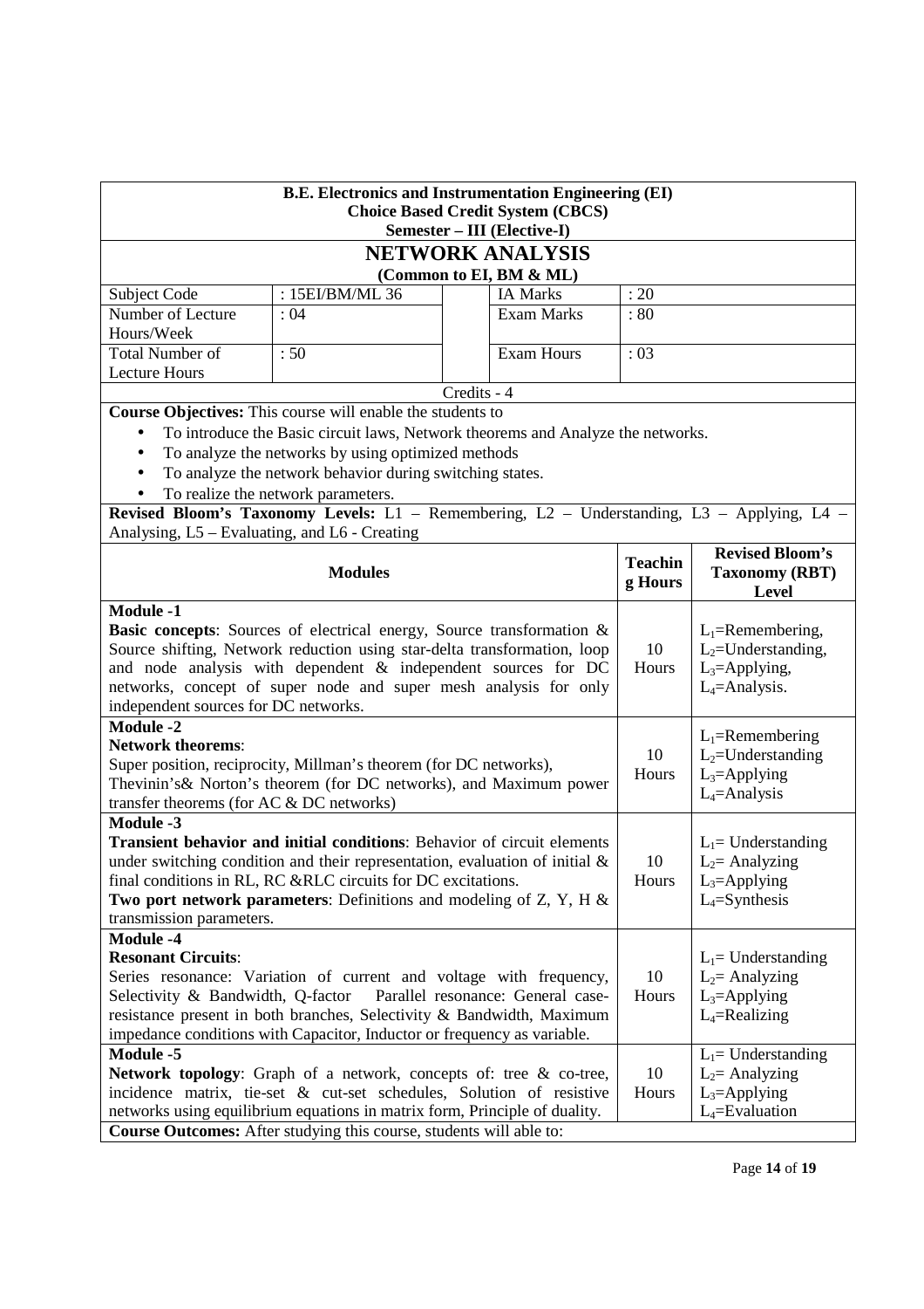**B.E. Electronics and Instrumentation Engineering (EI)**
**Choice Based Credit System (CBCS)**
**Semester – III (Elective-I)**

## NETWORK ANALYSIS

**(Common to EI, BM & ML)**

| Subject Code | : 15EI/BM/ML 36 | IA Marks | : 20 |
|---|---|---|---|
| Number of Lecture Hours/Week | : 04 | Exam Marks | : 80 |
| Total Number of Lecture Hours | : 50 | Exam Hours | : 03 |

Credits - 4

**Course Objectives:** This course will enable the students to

- To introduce the Basic circuit laws, Network theorems and Analyze the networks.
- To analyze the networks by using optimized methods
- To analyze the network behavior during switching states.
- To realize the network parameters.

**Revised Bloom's Taxonomy Levels:** L1 – Remembering, L2 – Understanding, L3 – Applying, L4 – Analysing, L5 – Evaluating, and L6 - Creating

| Modules | Teaching Hours | Revised Bloom's Taxonomy (RBT) Level |
|---|---|---|
| **Module -1**<br>**Basic concepts**: Sources of electrical energy, Source transformation & Source shifting, Network reduction using star-delta transformation, loop and node analysis with dependent & independent sources for DC networks, concept of super node and super mesh analysis for only independent sources for DC networks. | 10 Hours | $L_1$=Remembering,<br>$L_2$=Understanding,<br>$L_3$=Applying,<br>$L_4$=Analysis. |
| **Module -2**<br>**Network theorems**:<br>Super position, reciprocity, Millman's theorem (for DC networks), Thevinin's& Norton's theorem (for DC networks), and Maximum power transfer theorems (for AC & DC networks) | 10 Hours | $L_1$=Remembering<br>$L_2$=Understanding<br>$L_3$=Applying<br>$L_4$=Analysis |
| **Module -3**<br>**Transient behavior and initial conditions**: Behavior of circuit elements under switching condition and their representation, evaluation of initial & final conditions in RL, RC &RLC circuits for DC excitations.<br>**Two port network parameters**: Definitions and modeling of Z, Y, H & transmission parameters. | 10 Hours | $L_1$= Understanding<br>$L_2$= Analyzing<br>$L_3$=Applying<br>$L_4$=Synthesis |
| **Module -4**<br>**Resonant Circuits**:<br>Series resonance: Variation of current and voltage with frequency, Selectivity & Bandwidth, Q-factor Parallel resonance: General case-resistance present in both branches, Selectivity & Bandwidth, Maximum impedance conditions with Capacitor, Inductor or frequency as variable. | 10 Hours | $L_1$= Understanding<br>$L_2$= Analyzing<br>$L_3$=Applying<br>$L_4$=Realizing |
| **Module -5**<br>**Network topology**: Graph of a network, concepts of: tree & co-tree, incidence matrix, tie-set & cut-set schedules, Solution of resistive networks using equilibrium equations in matrix form, Principle of duality. | 10 Hours | $L_1$= Understanding<br>$L_2$= Analyzing<br>$L_3$=Applying<br>$L_4$=Evaluation |

**Course Outcomes:** After studying this course, students will able to: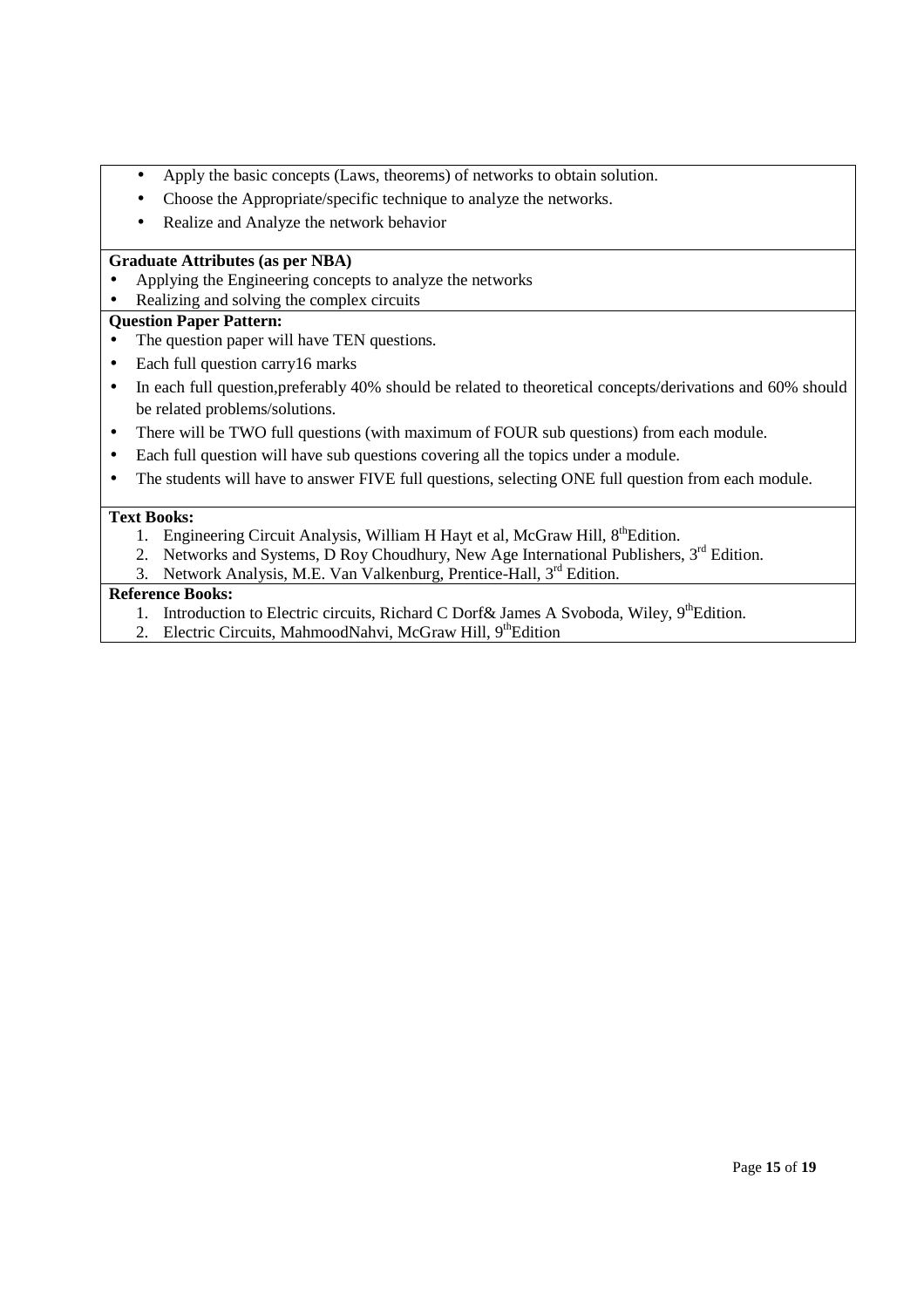- Apply the basic concepts (Laws, theorems) of networks to obtain solution.
- Choose the Appropriate/specific technique to analyze the networks.
- Realize and Analyze the network behavior

**Graduate Attributes (as per NBA)**

- Applying the Engineering concepts to analyze the networks
- Realizing and solving the complex circuits

**Question Paper Pattern:**

- The question paper will have TEN questions.
- Each full question carry16 marks
- In each full question,preferably 40% should be related to theoretical concepts/derivations and 60% should be related problems/solutions.
- There will be TWO full questions (with maximum of FOUR sub questions) from each module.
- Each full question will have sub questions covering all the topics under a module.
- The students will have to answer FIVE full questions, selecting ONE full question from each module.

**Text Books:**

1. Engineering Circuit Analysis, William H Hayt et al, McGraw Hill, 8th Edition.
2. Networks and Systems, D Roy Choudhury, New Age International Publishers, 3rd Edition.
3. Network Analysis, M.E. Van Valkenburg, Prentice-Hall, 3rd Edition.

**Reference Books:**

1. Introduction to Electric circuits, Richard C Dorf& James A Svoboda, Wiley, 9th Edition.
2. Electric Circuits, MahmoodNahvi, McGraw Hill, 9th Edition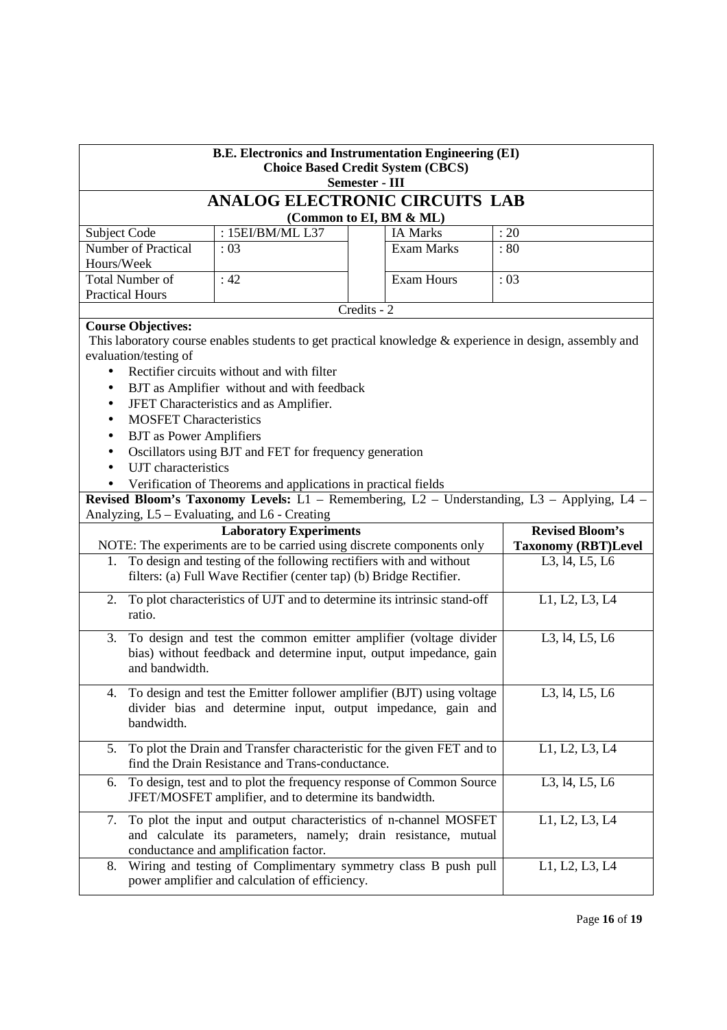**B.E. Electronics and Instrumentation Engineering (EI)**
**Choice Based Credit System (CBCS)**
**Semester - III**

# ANALOG ELECTRONIC CIRCUITS LAB

**(Common to EI, BM & ML)**

| Subject Code | : 15EI/BM/ML L37 | | IA Marks | : 20 |
|---|---|---|---|---|
| Number of Practical Hours/Week | : 03 | | Exam Marks | : 80 |
| Total Number of Practical Hours | : 42 | | Exam Hours | : 03 |

Credits - 2

**Course Objectives:**

This laboratory course enables students to get practical knowledge & experience in design, assembly and evaluation/testing of

- Rectifier circuits without and with filter
- BJT as Amplifier without and with feedback
- JFET Characteristics and as Amplifier.
- MOSFET Characteristics
- BJT as Power Amplifiers
- Oscillators using BJT and FET for frequency generation
- UJT characteristics
- Verification of Theorems and applications in practical fields

**Revised Bloom's Taxonomy Levels:** L1 – Remembering, L2 – Understanding, L3 – Applying, L4 – Analyzing, L5 – Evaluating, and L6 - Creating

| **Laboratory Experiments**<br>NOTE: The experiments are to be carried using discrete components only | **Revised Bloom's Taxonomy (RBT)Level** |
|---|---|
| 1. To design and testing of the following rectifiers with and without filters: (a) Full Wave Rectifier (center tap) (b) Bridge Rectifier. | L3, l4, L5, L6 |
| 2. To plot characteristics of UJT and to determine its intrinsic stand-off ratio. | L1, L2, L3, L4 |
| 3. To design and test the common emitter amplifier (voltage divider bias) without feedback and determine input, output impedance, gain and bandwidth. | L3, l4, L5, L6 |
| 4. To design and test the Emitter follower amplifier (BJT) using voltage divider bias and determine input, output impedance, gain and bandwidth. | L3, l4, L5, L6 |
| 5. To plot the Drain and Transfer characteristic for the given FET and to find the Drain Resistance and Trans-conductance. | L1, L2, L3, L4 |
| 6. To design, test and to plot the frequency response of Common Source JFET/MOSFET amplifier, and to determine its bandwidth. | L3, l4, L5, L6 |
| 7. To plot the input and output characteristics of n-channel MOSFET and calculate its parameters, namely; drain resistance, mutual conductance and amplification factor. | L1, L2, L3, L4 |
| 8. Wiring and testing of Complimentary symmetry class B push pull power amplifier and calculation of efficiency. | L1, L2, L3, L4 |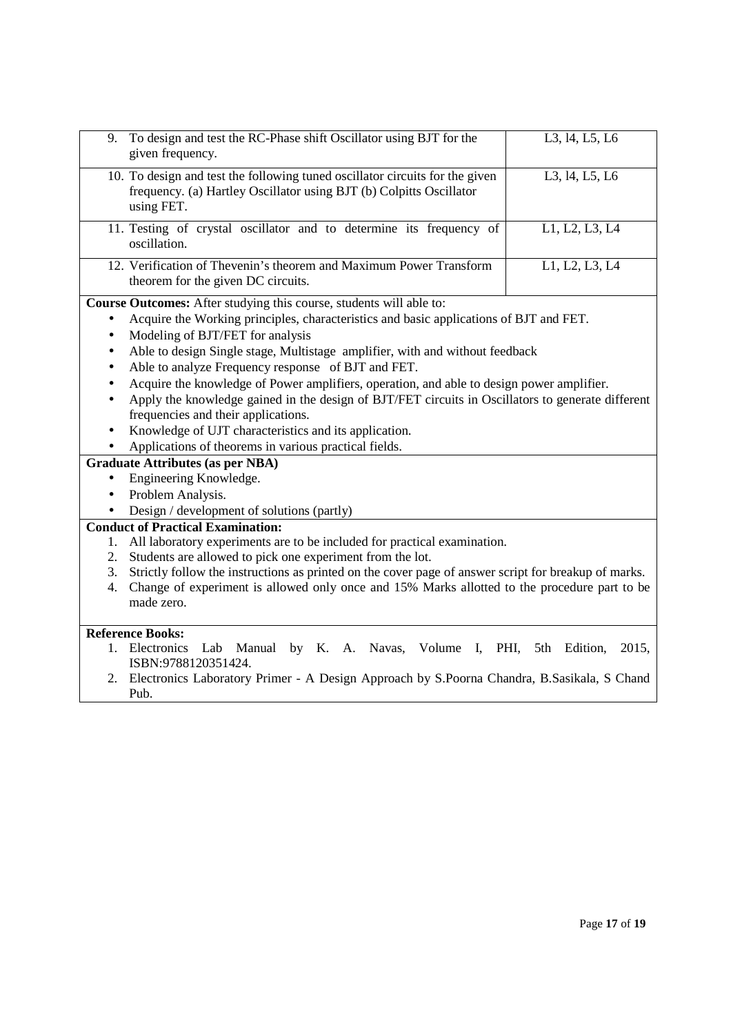| | |
|---|---|
| 9. To design and test the RC-Phase shift Oscillator using BJT for the given frequency. | L3, l4, L5, L6 |
| 10. To design and test the following tuned oscillator circuits for the given frequency. (a) Hartley Oscillator using BJT (b) Colpitts Oscillator using FET. | L3, l4, L5, L6 |
| 11. Testing of crystal oscillator and to determine its frequency of oscillation. | L1, L2, L3, L4 |
| 12. Verification of Thevenin's theorem and Maximum Power Transform theorem for the given DC circuits. | L1, L2, L3, L4 |

**Course Outcomes:** After studying this course, students will able to:

- Acquire the Working principles, characteristics and basic applications of BJT and FET.
- Modeling of BJT/FET for analysis
- Able to design Single stage, Multistage amplifier, with and without feedback
- Able to analyze Frequency response of BJT and FET.
- Acquire the knowledge of Power amplifiers, operation, and able to design power amplifier.
- Apply the knowledge gained in the design of BJT/FET circuits in Oscillators to generate different frequencies and their applications.
- Knowledge of UJT characteristics and its application.
- Applications of theorems in various practical fields.

**Graduate Attributes (as per NBA)**

- Engineering Knowledge.
- Problem Analysis.
- Design / development of solutions (partly)

**Conduct of Practical Examination:**

1. All laboratory experiments are to be included for practical examination.
2. Students are allowed to pick one experiment from the lot.
3. Strictly follow the instructions as printed on the cover page of answer script for breakup of marks.
4. Change of experiment is allowed only once and 15% Marks allotted to the procedure part to be made zero.

**Reference Books:**

1. Electronics Lab Manual by K. A. Navas, Volume I, PHI, 5th Edition, 2015, ISBN:9788120351424.
2. Electronics Laboratory Primer - A Design Approach by S.Poorna Chandra, B.Sasikala, S Chand Pub.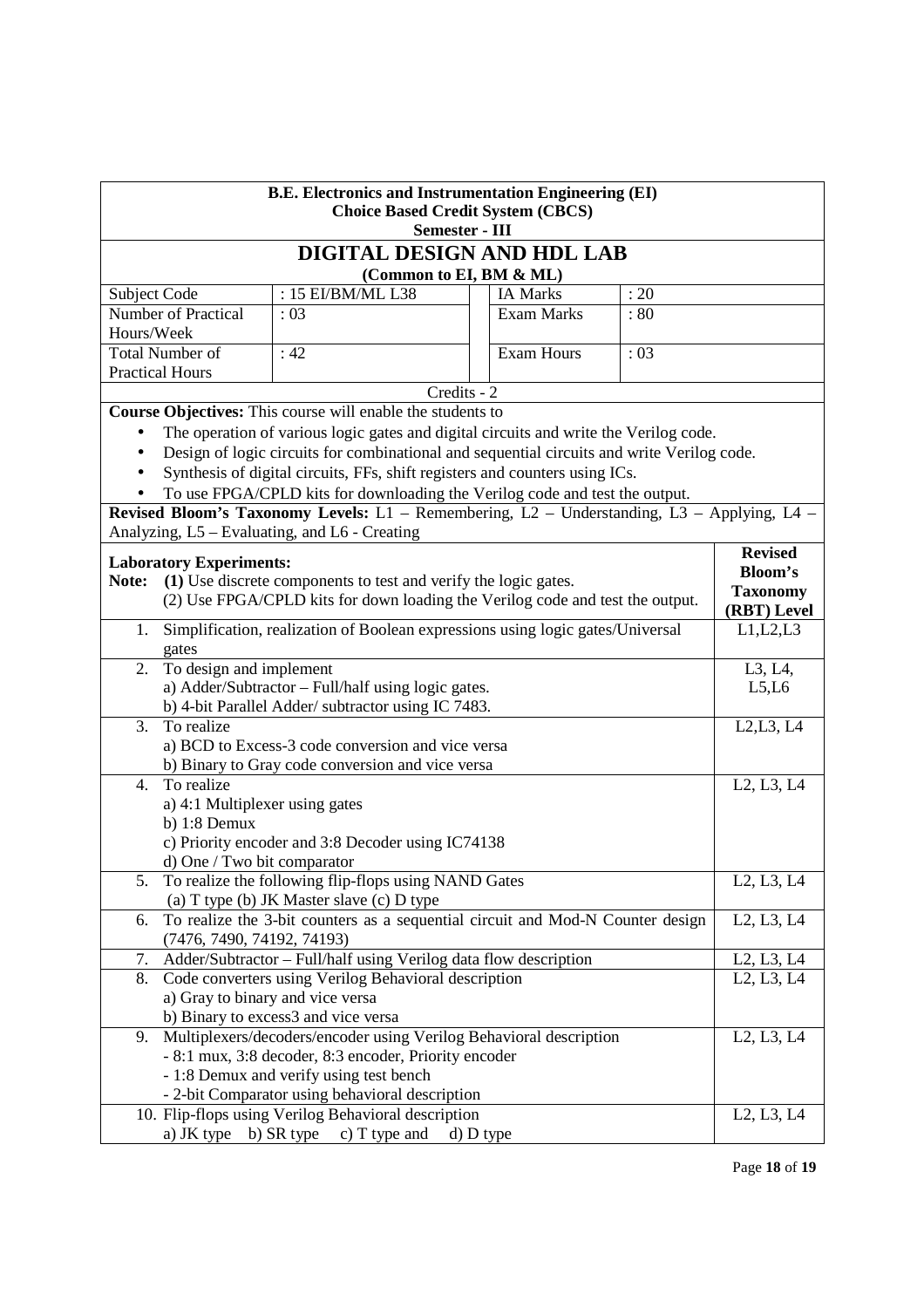**B.E. Electronics and Instrumentation Engineering (EI)**
**Choice Based Credit System (CBCS)**
**Semester - III**

# DIGITAL DESIGN AND HDL LAB

**(Common to EI, BM & ML)**

| Subject Code | : 15 EI/BM/ML L38 | IA Marks | : 20 |
|---|---|---|---|
| Number of Practical Hours/Week | : 03 | Exam Marks | : 80 |
| Total Number of Practical Hours | : 42 | Exam Hours | : 03 |

Credits - 2

**Course Objectives:** This course will enable the students to

- The operation of various logic gates and digital circuits and write the Verilog code.
- Design of logic circuits for combinational and sequential circuits and write Verilog code.
- Synthesis of digital circuits, FFs, shift registers and counters using ICs.
- To use FPGA/CPLD kits for downloading the Verilog code and test the output.

**Revised Bloom's Taxonomy Levels:** L1 – Remembering, L2 – Understanding, L3 – Applying, L4 – Analyzing, L5 – Evaluating, and L6 - Creating

| **Laboratory Experiments:**<br>**Note: (1)** Use discrete components to test and verify the logic gates.<br>(2) Use FPGA/CPLD kits for down loading the Verilog code and test the output. | **Revised Bloom's Taxonomy (RBT) Level** |
|---|---|
| 1. Simplification, realization of Boolean expressions using logic gates/Universal gates | L1,L2,L3 |
| 2. To design and implement<br>a) Adder/Subtractor – Full/half using logic gates.<br>b) 4-bit Parallel Adder/ subtractor using IC 7483. | L3, L4, L5,L6 |
| 3. To realize<br>a) BCD to Excess-3 code conversion and vice versa<br>b) Binary to Gray code conversion and vice versa | L2,L3, L4 |
| 4. To realize<br>a) 4:1 Multiplexer using gates<br>b) 1:8 Demux<br>c) Priority encoder and 3:8 Decoder using IC74138<br>d) One / Two bit comparator | L2, L3, L4 |
| 5. To realize the following flip-flops using NAND Gates<br>(a) T type (b) JK Master slave (c) D type | L2, L3, L4 |
| 6. To realize the 3-bit counters as a sequential circuit and Mod-N Counter design (7476, 7490, 74192, 74193) | L2, L3, L4 |
| 7. Adder/Subtractor – Full/half using Verilog data flow description | L2, L3, L4 |
| 8. Code converters using Verilog Behavioral description<br>a) Gray to binary and vice versa<br>b) Binary to excess3 and vice versa | L2, L3, L4 |
| 9. Multiplexers/decoders/encoder using Verilog Behavioral description<br>- 8:1 mux, 3:8 decoder, 8:3 encoder, Priority encoder<br>- 1:8 Demux and verify using test bench<br>- 2-bit Comparator using behavioral description | L2, L3, L4 |
| 10. Flip-flops using Verilog Behavioral description<br>a) JK type b) SR type c) T type and d) D type | L2, L3, L4 |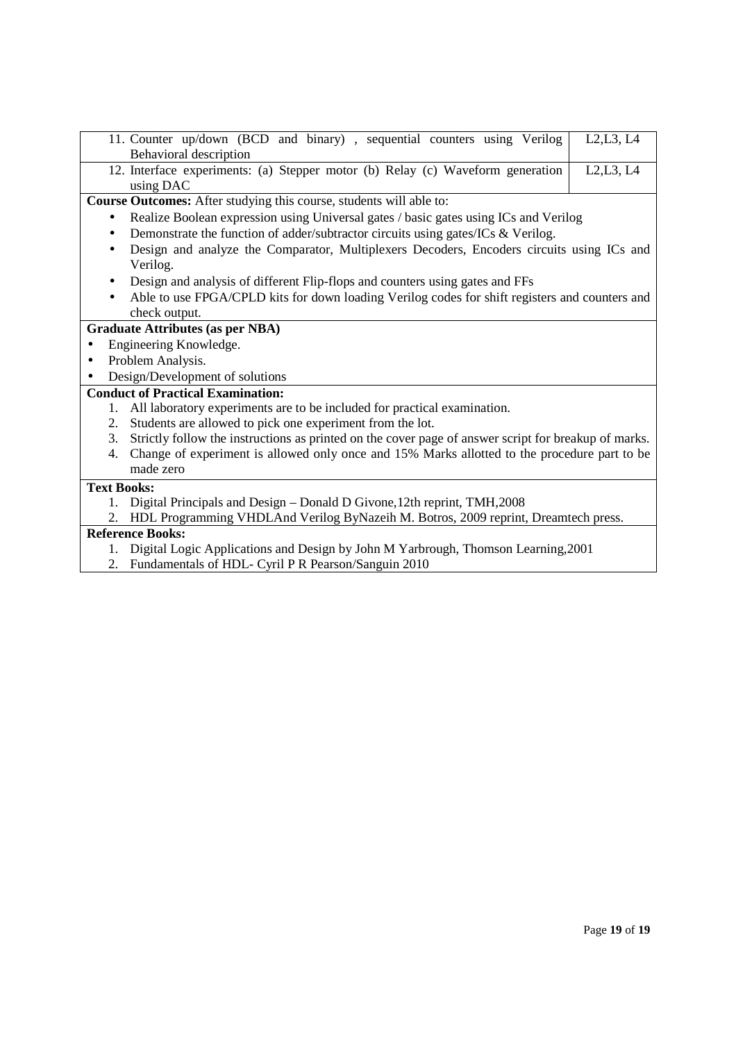| | |
|---|---|
| 11. Counter up/down (BCD and binary) , sequential counters using Verilog Behavioral description | L2,L3, L4 |
| 12. Interface experiments: (a) Stepper motor (b) Relay (c) Waveform generation using DAC | L2,L3, L4 |

**Course Outcomes:** After studying this course, students will able to:

- Realize Boolean expression using Universal gates / basic gates using ICs and Verilog
- Demonstrate the function of adder/subtractor circuits using gates/ICs & Verilog.
- Design and analyze the Comparator, Multiplexers Decoders, Encoders circuits using ICs and Verilog.
- Design and analysis of different Flip-flops and counters using gates and FFs
- Able to use FPGA/CPLD kits for down loading Verilog codes for shift registers and counters and check output.

**Graduate Attributes (as per NBA)**

- Engineering Knowledge.
- Problem Analysis.
- Design/Development of solutions

**Conduct of Practical Examination:**

1. All laboratory experiments are to be included for practical examination.
2. Students are allowed to pick one experiment from the lot.
3. Strictly follow the instructions as printed on the cover page of answer script for breakup of marks.
4. Change of experiment is allowed only once and 15% Marks allotted to the procedure part to be made zero

**Text Books:**

1. Digital Principals and Design – Donald D Givone,12th reprint, TMH,2008
2. HDL Programming VHDLAnd Verilog ByNazeih M. Botros, 2009 reprint, Dreamtech press.

**Reference Books:**

1. Digital Logic Applications and Design by John M Yarbrough, Thomson Learning,2001
2. Fundamentals of HDL- Cyril P R Pearson/Sanguin 2010